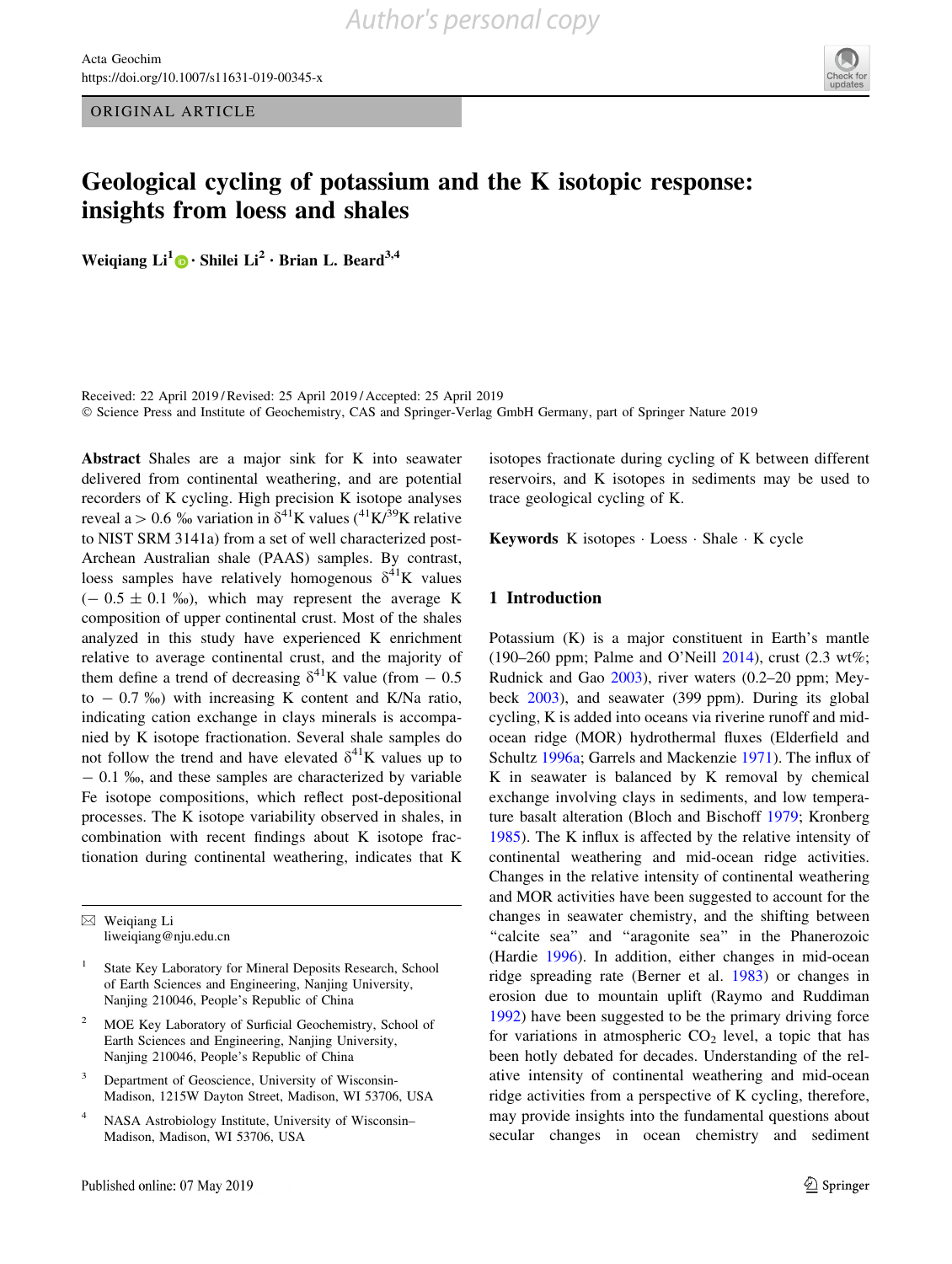ORIGINAL ARTICLE

# Geological cycling of potassium and the K isotopic response: insights from loess and shales

**Weiqiang Li[1] · Shilei Li[2] · Brian L. Beard[3,4]**

Received: 22 April 2019 / Revised: 25 April 2019 / Accepted: 25 April 2019
© Science Press and Institute of Geochemistry, CAS and Springer-Verlag GmbH Germany, part of Springer Nature 2019

**Abstract** Shales are a major sink for K into seawater delivered from continental weathering, and are potential recorders of K cycling. High precision K isotope analyses reveal a > 0.6 ‰ variation in $\delta^{41}$K values ($^{41}K/^{39}K$ relative to NIST SRM 3141a) from a set of well characterized post-Archean Australian shale (PAAS) samples. By contrast, loess samples have relatively homogenous $\delta^{41}$K values (− 0.5 ± 0.1 ‰), which may represent the average K composition of upper continental crust. Most of the shales analyzed in this study have experienced K enrichment relative to average continental crust, and the majority of them define a trend of decreasing $\delta^{41}$K value (from − 0.5 to − 0.7 ‰) with increasing K content and K/Na ratio, indicating cation exchange in clays minerals is accompanied by K isotope fractionation. Several shale samples do not follow the trend and have elevated $\delta^{41}$K values up to − 0.1 ‰, and these samples are characterized by variable Fe isotope compositions, which reflect post-depositional processes. The K isotope variability observed in shales, in combination with recent findings about K isotope fractionation during continental weathering, indicates that K isotopes fractionate during cycling of K between different reservoirs, and K isotopes in sediments may be used to trace geological cycling of K.

**Keywords** K isotopes · Loess · Shale · K cycle

✉ Weiqiang Li
liweiqiang@nju.edu.cn

[1] State Key Laboratory for Mineral Deposits Research, School of Earth Sciences and Engineering, Nanjing University, Nanjing 210046, People's Republic of China

[2] MOE Key Laboratory of Surficial Geochemistry, School of Earth Sciences and Engineering, Nanjing University, Nanjing 210046, People's Republic of China

[3] Department of Geoscience, University of Wisconsin-Madison, 1215W Dayton Street, Madison, WI 53706, USA

[4] NASA Astrobiology Institute, University of Wisconsin–Madison, Madison, WI 53706, USA

## 1 Introduction

Potassium (K) is a major constituent in Earth's mantle (190–260 ppm; Palme and O'Neill 2014), crust (2.3 wt%; Rudnick and Gao 2003), river waters (0.2–20 ppm; Meybeck 2003), and seawater (399 ppm). During its global cycling, K is added into oceans via riverine runoff and mid-ocean ridge (MOR) hydrothermal fluxes (Elderfield and Schultz 1996a; Garrels and Mackenzie 1971). The influx of K in seawater is balanced by K removal by chemical exchange involving clays in sediments, and low temperature basalt alteration (Bloch and Bischoff 1979; Kronberg 1985). The K influx is affected by the relative intensity of continental weathering and mid-ocean ridge activities. Changes in the relative intensity of continental weathering and MOR activities have been suggested to account for the changes in seawater chemistry, and the shifting between "calcite sea" and "aragonite sea" in the Phanerozoic (Hardie 1996). In addition, either changes in mid-ocean ridge spreading rate (Berner et al. 1983) or changes in erosion due to mountain uplift (Raymo and Ruddiman 1992) have been suggested to be the primary driving force for variations in atmospheric $CO_2$ level, a topic that has been hotly debated for decades. Understanding of the relative intensity of continental weathering and mid-ocean ridge activities from a perspective of K cycling, therefore, may provide insights into the fundamental questions about secular changes in ocean chemistry and sediment

Published online: 07 May 2019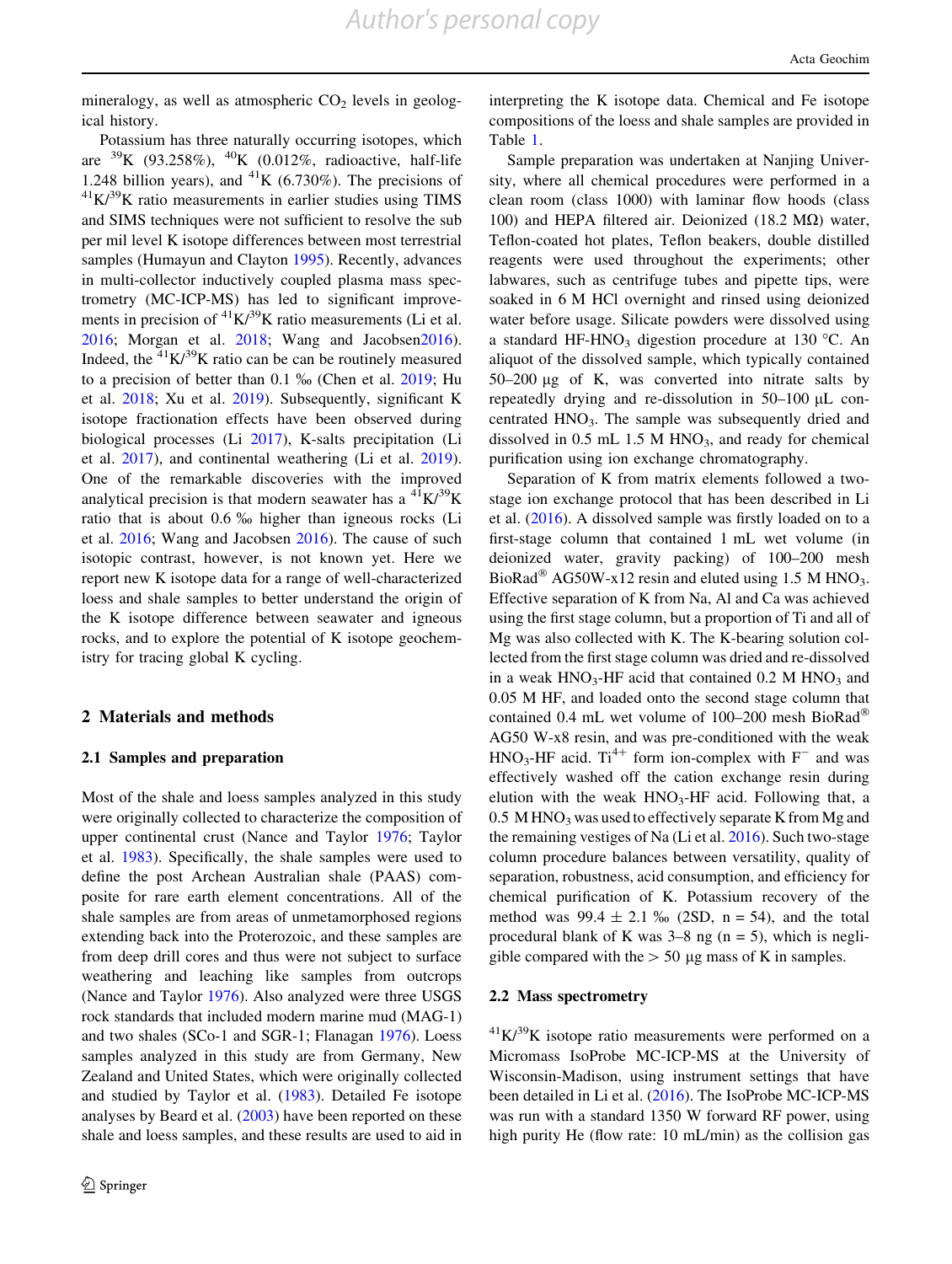mineralogy, as well as atmospheric $CO_2$ levels in geological history.

Potassium has three naturally occurring isotopes, which are $^{39}K$ (93.258%), $^{40}K$ (0.012%, radioactive, half-life 1.248 billion years), and $^{41}K$ (6.730%). The precisions of $^{41}K/^{39}K$ ratio measurements in earlier studies using TIMS and SIMS techniques were not sufficient to resolve the sub per mil level K isotope differences between most terrestrial samples (Humayun and Clayton 1995). Recently, advances in multi-collector inductively coupled plasma mass spectrometry (MC-ICP-MS) has led to significant improvements in precision of $^{41}K/^{39}K$ ratio measurements (Li et al. 2016; Morgan et al. 2018; Wang and Jacobsen2016). Indeed, the $^{41}K/^{39}K$ ratio can be can be routinely measured to a precision of better than 0.1 ‰ (Chen et al. 2019; Hu et al. 2018; Xu et al. 2019). Subsequently, significant K isotope fractionation effects have been observed during biological processes (Li 2017), K-salts precipitation (Li et al. 2017), and continental weathering (Li et al. 2019). One of the remarkable discoveries with the improved analytical precision is that modern seawater has a $^{41}K/^{39}K$ ratio that is about 0.6 ‰ higher than igneous rocks (Li et al. 2016; Wang and Jacobsen 2016). The cause of such isotopic contrast, however, is not known yet. Here we report new K isotope data for a range of well-characterized loess and shale samples to better understand the origin of the K isotope difference between seawater and igneous rocks, and to explore the potential of K isotope geochemistry for tracing global K cycling.

## 2 Materials and methods

### 2.1 Samples and preparation

Most of the shale and loess samples analyzed in this study were originally collected to characterize the composition of upper continental crust (Nance and Taylor 1976; Taylor et al. 1983). Specifically, the shale samples were used to define the post Archean Australian shale (PAAS) composite for rare earth element concentrations. All of the shale samples are from areas of unmetamorphosed regions extending back into the Proterozoic, and these samples are from deep drill cores and thus were not subject to surface weathering and leaching like samples from outcrops (Nance and Taylor 1976). Also analyzed were three USGS rock standards that included modern marine mud (MAG-1) and two shales (SCo-1 and SGR-1; Flanagan 1976). Loess samples analyzed in this study are from Germany, New Zealand and United States, which were originally collected and studied by Taylor et al. (1983). Detailed Fe isotope analyses by Beard et al. (2003) have been reported on these shale and loess samples, and these results are used to aid in interpreting the K isotope data. Chemical and Fe isotope compositions of the loess and shale samples are provided in Table 1.

Sample preparation was undertaken at Nanjing University, where all chemical procedures were performed in a clean room (class 1000) with laminar flow hoods (class 100) and HEPA filtered air. Deionized (18.2 MΩ) water, Teflon-coated hot plates, Teflon beakers, double distilled reagents were used throughout the experiments; other labwares, such as centrifuge tubes and pipette tips, were soaked in 6 M HCl overnight and rinsed using deionized water before usage. Silicate powders were dissolved using a standard HF-$HNO_3$ digestion procedure at 130 °C. An aliquot of the dissolved sample, which typically contained 50–200 μg of K, was converted into nitrate salts by repeatedly drying and re-dissolution in 50–100 μL concentrated $HNO_3$. The sample was subsequently dried and dissolved in 0.5 mL 1.5 M $HNO_3$, and ready for chemical purification using ion exchange chromatography.

Separation of K from matrix elements followed a two-stage ion exchange protocol that has been described in Li et al. (2016). A dissolved sample was firstly loaded on to a first-stage column that contained 1 mL wet volume (in deionized water, gravity packing) of 100–200 mesh BioRad® AG50W-x12 resin and eluted using 1.5 M $HNO_3$. Effective separation of K from Na, Al and Ca was achieved using the first stage column, but a proportion of Ti and all of Mg was also collected with K. The K-bearing solution collected from the first stage column was dried and re-dissolved in a weak $HNO_3$-HF acid that contained 0.2 M $HNO_3$ and 0.05 M HF, and loaded onto the second stage column that contained 0.4 mL wet volume of 100–200 mesh BioRad® AG50 W-x8 resin, and was pre-conditioned with the weak $HNO_3$-HF acid. $Ti^{4+}$ form ion-complex with $F^-$ and was effectively washed off the cation exchange resin during elution with the weak $HNO_3$-HF acid. Following that, a 0.5 M $HNO_3$ was used to effectively separate K from Mg and the remaining vestiges of Na (Li et al. 2016). Such two-stage column procedure balances between versatility, quality of separation, robustness, acid consumption, and efficiency for chemical purification of K. Potassium recovery of the method was 99.4 ± 2.1 ‰ (2SD, n = 54), and the total procedural blank of K was 3–8 ng (n = 5), which is negligible compared with the > 50 μg mass of K in samples.

### 2.2 Mass spectrometry

$^{41}K/^{39}K$ isotope ratio measurements were performed on a Micromass IsoProbe MC-ICP-MS at the University of Wisconsin-Madison, using instrument settings that have been detailed in Li et al. (2016). The IsoProbe MC-ICP-MS was run with a standard 1350 W forward RF power, using high purity He (flow rate: 10 mL/min) as the collision gas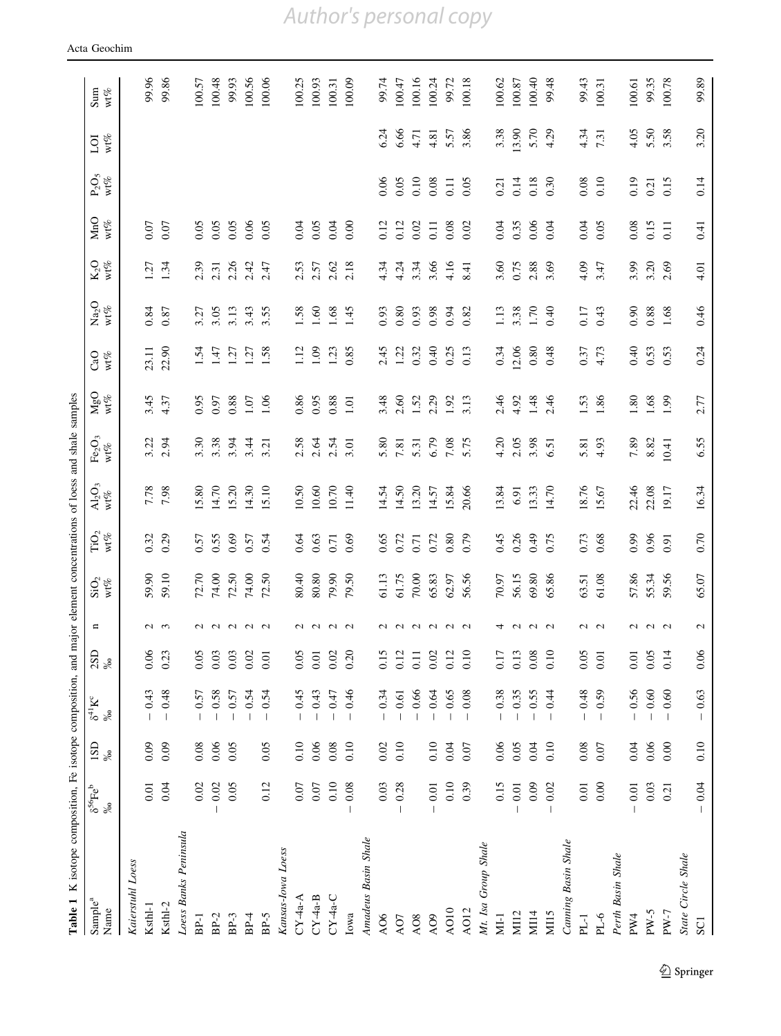**Table 1** K isotope composition, Fe isotope composition, and major element concentrations of loess and shale samples

| Sample[a] Name | $\delta^{56}Fe$[b] ‰ | 1SD ‰ | $\delta^{41}K$[c] ‰ | 2SD ‰ | n | $SiO_2$ wt% | $TiO_2$ wt% | $Al_2O_3$ wt% | $Fe_2O_3$ wt% | MgO wt% | CaO wt% | $Na_2O$ wt% | $K_2O$ wt% | MnO wt% | $P_2O_5$ wt% | LOI wt% | Sum wt% |
|---|---|---|---|---|---|---|---|---|---|---|---|---|---|---|---|---|---|
| *Kaiserstuhl Loess* | | | | | | | | | | | | | | | | | |
| Ksthl-1 | 0.01 | 0.09 | − 0.43 | 0.06 | 2 | 59.90 | 0.32 | 7.78 | 3.22 | 3.45 | 23.11 | 0.84 | 1.27 | 0.07 | | | 99.96 |
| Ksthl-2 | 0.04 | 0.09 | − 0.48 | 0.23 | 3 | 59.10 | 0.29 | 7.98 | 2.94 | 4.37 | 22.90 | 0.87 | 1.34 | 0.07 | | | 99.86 |
| *Loess Banks Peninsula* | | | | | | | | | | | | | | | | | |
| BP-1 | 0.02 | 0.08 | − 0.57 | 0.05 | 2 | 72.70 | 0.57 | 15.80 | 3.30 | 0.95 | 1.54 | 3.27 | 2.39 | 0.05 | | | 100.57 |
| BP-2 | − 0.02 | 0.06 | − 0.58 | 0.03 | 2 | 74.00 | 0.55 | 14.70 | 3.38 | 0.97 | 1.47 | 3.05 | 2.31 | 0.05 | | | 100.48 |
| BP-3 | 0.05 | 0.05 | − 0.57 | 0.03 | 2 | 72.50 | 0.69 | 15.20 | 3.94 | 0.88 | 1.27 | 3.13 | 2.26 | 0.05 | | | 99.93 |
| BP-4 | | | − 0.54 | 0.02 | 2 | 74.00 | 0.57 | 14.30 | 3.44 | 1.07 | 1.27 | 3.43 | 2.42 | 0.06 | | | 100.56 |
| BP-5 | 0.12 | 0.05 | − 0.54 | 0.01 | 2 | 72.50 | 0.54 | 15.10 | 3.21 | 1.06 | 1.58 | 3.55 | 2.47 | 0.05 | | | 100.06 |
| *Kansas-Iowa Loess* | | | | | | | | | | | | | | | | | |
| CY-4a-A | 0.07 | 0.10 | − 0.45 | 0.05 | 2 | 80.40 | 0.64 | 10.50 | 2.58 | 0.86 | 1.12 | 1.58 | 2.53 | 0.04 | | | 100.25 |
| CY-4a-B | 0.07 | 0.06 | − 0.43 | 0.01 | 2 | 80.80 | 0.63 | 10.60 | 2.64 | 0.95 | 1.09 | 1.60 | 2.57 | 0.05 | | | 100.93 |
| CY-4a-C | 0.10 | 0.08 | − 0.47 | 0.02 | 2 | 79.90 | 0.71 | 10.70 | 2.54 | 0.88 | 1.23 | 1.68 | 2.62 | 0.04 | | | 100.31 |
| Iowa | − 0.08 | 0.10 | − 0.46 | 0.20 | 2 | 79.50 | 0.69 | 11.40 | 3.01 | 1.01 | 0.85 | 1.45 | 2.18 | 0.00 | | | 100.09 |
| *Amadeus Basin Shale* | | | | | | | | | | | | | | | | | |
| AO6 | 0.03 | 0.02 | − 0.34 | 0.15 | 2 | 61.13 | 0.65 | 14.54 | 5.80 | 3.48 | 2.45 | 0.93 | 4.34 | 0.12 | 0.06 | 6.24 | 99.74 |
| AO7 | − 0.28 | 0.10 | − 0.61 | 0.12 | 2 | 61.75 | 0.72 | 14.50 | 7.81 | 2.60 | 1.22 | 0.80 | 4.24 | 0.12 | 0.05 | 6.66 | 100.47 |
| AO8 | | | − 0.66 | 0.11 | 2 | 70.00 | 0.71 | 13.20 | 5.31 | 1.52 | 0.32 | 0.93 | 3.34 | 0.02 | 0.10 | 4.71 | 100.16 |
| AO9 | − 0.01 | 0.10 | − 0.64 | 0.02 | 2 | 65.83 | 0.72 | 14.57 | 6.79 | 2.29 | 0.40 | 0.98 | 3.66 | 0.11 | 0.08 | 4.81 | 100.24 |
| AO10 | 0.10 | 0.04 | − 0.65 | 0.12 | 2 | 62.97 | 0.80 | 15.84 | 7.08 | 1.92 | 0.25 | 0.94 | 4.16 | 0.08 | 0.11 | 5.57 | 99.72 |
| AO12 | 0.39 | 0.07 | − 0.08 | 0.10 | 2 | 56.56 | 0.79 | 20.66 | 5.75 | 3.13 | 0.13 | 0.82 | 8.41 | 0.02 | 0.05 | 3.86 | 100.18 |
| *Mt. Isa Group Shale* | | | | | | | | | | | | | | | | | |
| MI-1 | 0.15 | 0.06 | − 0.38 | 0.17 | 4 | 70.97 | 0.45 | 13.84 | 4.20 | 2.46 | 0.34 | 1.13 | 3.60 | 0.04 | 0.21 | 3.38 | 100.62 |
| MI12 | − 0.01 | 0.05 | − 0.35 | 0.13 | 2 | 56.15 | 0.26 | 6.91 | 2.05 | 4.92 | 12.06 | 3.38 | 0.75 | 0.35 | 0.14 | 13.90 | 100.87 |
| MI14 | 0.09 | 0.04 | − 0.55 | 0.08 | 2 | 69.80 | 0.49 | 13.33 | 3.98 | 1.48 | 0.80 | 1.70 | 2.88 | 0.06 | 0.18 | 5.70 | 100.40 |
| MI15 | − 0.02 | 0.10 | − 0.44 | 0.10 | 2 | 65.86 | 0.75 | 14.70 | 6.51 | 2.46 | 0.48 | 0.40 | 3.69 | 0.04 | 0.30 | 4.29 | 99.48 |
| *Canning Basin Shale* | | | | | | | | | | | | | | | | | |
| PL-1 | 0.01 | 0.08 | − 0.48 | 0.05 | 2 | 63.51 | 0.73 | 18.76 | 5.81 | 1.53 | 0.37 | 0.17 | 4.09 | 0.04 | 0.08 | 4.34 | 99.43 |
| PL-6 | 0.00 | 0.07 | − 0.59 | 0.01 | 2 | 61.08 | 0.68 | 15.67 | 4.93 | 1.86 | 4.73 | 0.43 | 3.47 | 0.05 | 0.10 | 7.31 | 100.31 |
| *Perth Basin Shale* | | | | | | | | | | | | | | | | | |
| PW4 | − 0.01 | 0.04 | − 0.56 | 0.01 | 2 | 57.86 | 0.99 | 22.46 | 7.89 | 1.80 | 0.40 | 0.90 | 3.99 | 0.08 | 0.19 | 4.05 | 100.61 |
| PW-5 | 0.03 | 0.06 | − 0.60 | 0.05 | 2 | 55.34 | 0.96 | 22.08 | 8.82 | 1.68 | 0.53 | 0.88 | 3.20 | 0.15 | 0.21 | 5.50 | 99.35 |
| PW-7 | 0.21 | 0.00 | − 0.60 | 0.14 | 2 | 59.56 | 0.91 | 19.17 | 10.41 | 1.99 | 0.53 | 1.68 | 2.69 | 0.11 | 0.15 | 3.58 | 100.78 |
| *State Circle Shale* | | | | | | | | | | | | | | | | | |
| SC1 | − 0.04 | 0.10 | − 0.63 | 0.06 | 2 | 65.07 | 0.70 | 16.34 | 6.55 | 2.77 | 0.24 | 0.46 | 4.01 | 0.41 | 0.14 | 3.20 | 99.89 |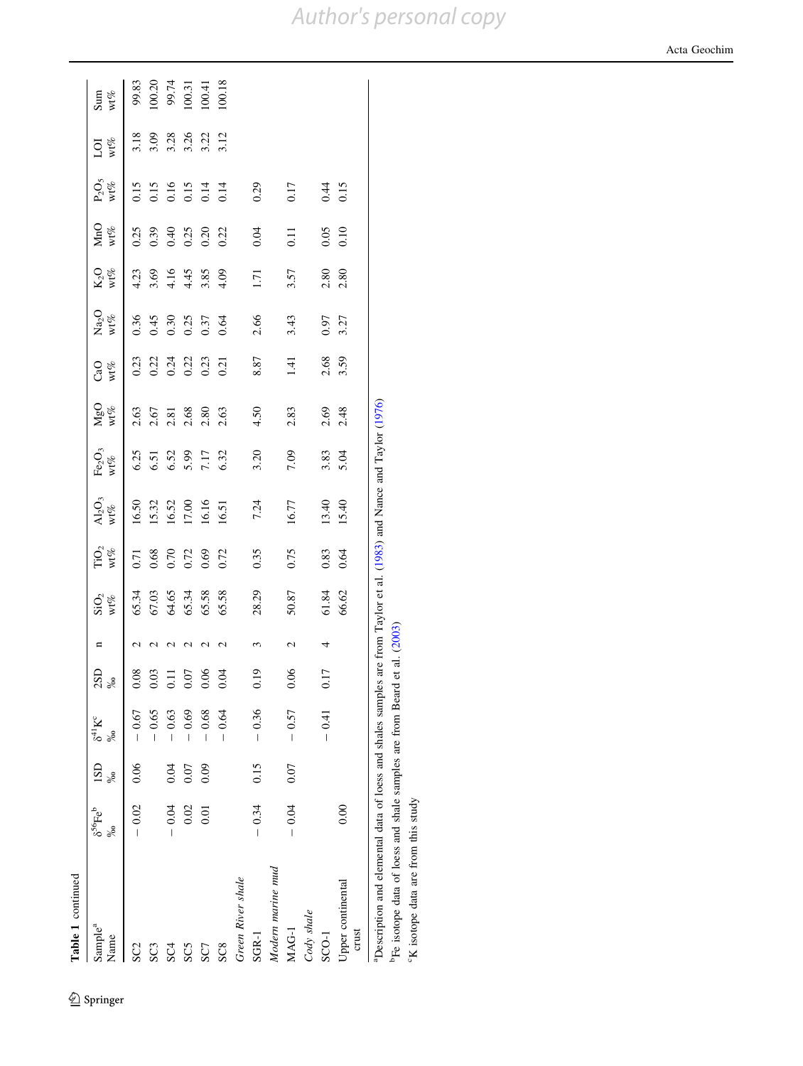**Table 1** continued

| Sample[a] Name | $\delta^{56}Fe^{b}$ ‰ | 1SD ‰ | $\delta^{41}K^{c}$ ‰ | 2SD ‰ | n | $SiO_2$ wt% | $TiO_2$ wt% | $Al_2O_3$ wt% | $Fe_2O_3$ wt% | MgO wt% | CaO wt% | $Na_2O$ wt% | $K_2O$ wt% | MnO wt% | $P_2O_5$ wt% | LOI wt% | Sum wt% |
|---|---|---|---|---|---|---|---|---|---|---|---|---|---|---|---|---|---|
| SC2 | − 0.02 | 0.06 | − 0.67 | 0.08 | 2 | 65.34 | 0.71 | 16.50 | 6.25 | 2.63 | 0.23 | 0.36 | 4.23 | 0.25 | 0.15 | 3.18 | 99.83 |
| SC3 | | | − 0.65 | 0.03 | 2 | 67.03 | 0.68 | 15.32 | 6.51 | 2.67 | 0.22 | 0.45 | 3.69 | 0.39 | 0.15 | 3.09 | 100.20 |
| SC4 | − 0.04 | 0.04 | − 0.63 | 0.11 | 2 | 64.65 | 0.70 | 16.52 | 6.52 | 2.81 | 0.24 | 0.30 | 4.16 | 0.40 | 0.16 | 3.28 | 99.74 |
| SC5 | 0.02 | 0.07 | − 0.69 | 0.07 | 2 | 65.34 | 0.72 | 17.00 | 5.99 | 2.68 | 0.22 | 0.25 | 4.45 | 0.25 | 0.15 | 3.26 | 100.31 |
| SC7 | 0.01 | 0.09 | − 0.68 | 0.06 | 2 | 65.58 | 0.69 | 16.16 | 7.17 | 2.80 | 0.23 | 0.37 | 3.85 | 0.20 | 0.14 | 3.22 | 100.41 |
| SC8 | | | − 0.64 | 0.04 | 2 | 65.58 | 0.72 | 16.51 | 6.32 | 2.63 | 0.21 | 0.64 | 4.09 | 0.22 | 0.14 | 3.12 | 100.18 |
| *Green River shale* | | | | | | | | | | | | | | | | | |
| SGR-1 | − 0.34 | 0.15 | − 0.36 | 0.19 | 3 | 28.29 | 0.35 | 7.24 | 3.20 | 4.50 | 8.87 | 2.66 | 1.71 | 0.04 | 0.29 | | |
| *Modern marine mud* | | | | | | | | | | | | | | | | | |
| MAG-1 | − 0.04 | 0.07 | − 0.57 | 0.06 | 2 | 50.87 | 0.75 | 16.77 | 7.09 | 2.83 | 1.41 | 3.43 | 3.57 | 0.11 | 0.17 | | |
| *Cody shale* | | | | | | | | | | | | | | | | | |
| SCO-1 | | | − 0.41 | 0.17 | 4 | 61.84 | 0.83 | 13.40 | 3.83 | 2.69 | 2.68 | 0.97 | 2.80 | 0.05 | 0.44 | | |
| Upper continental crust | 0.00 | | | | | 66.62 | 0.64 | 15.40 | 5.04 | 2.48 | 3.59 | 3.27 | 2.80 | 0.10 | 0.15 | | |

[a]Description and elemental data of loess and shales samples are from Taylor et al. (1983) and Nance and Taylor (1976)

[b]Fe isotope data of loess and shale samples are from Beard et al. (2003)

[c]K isotope data are from this study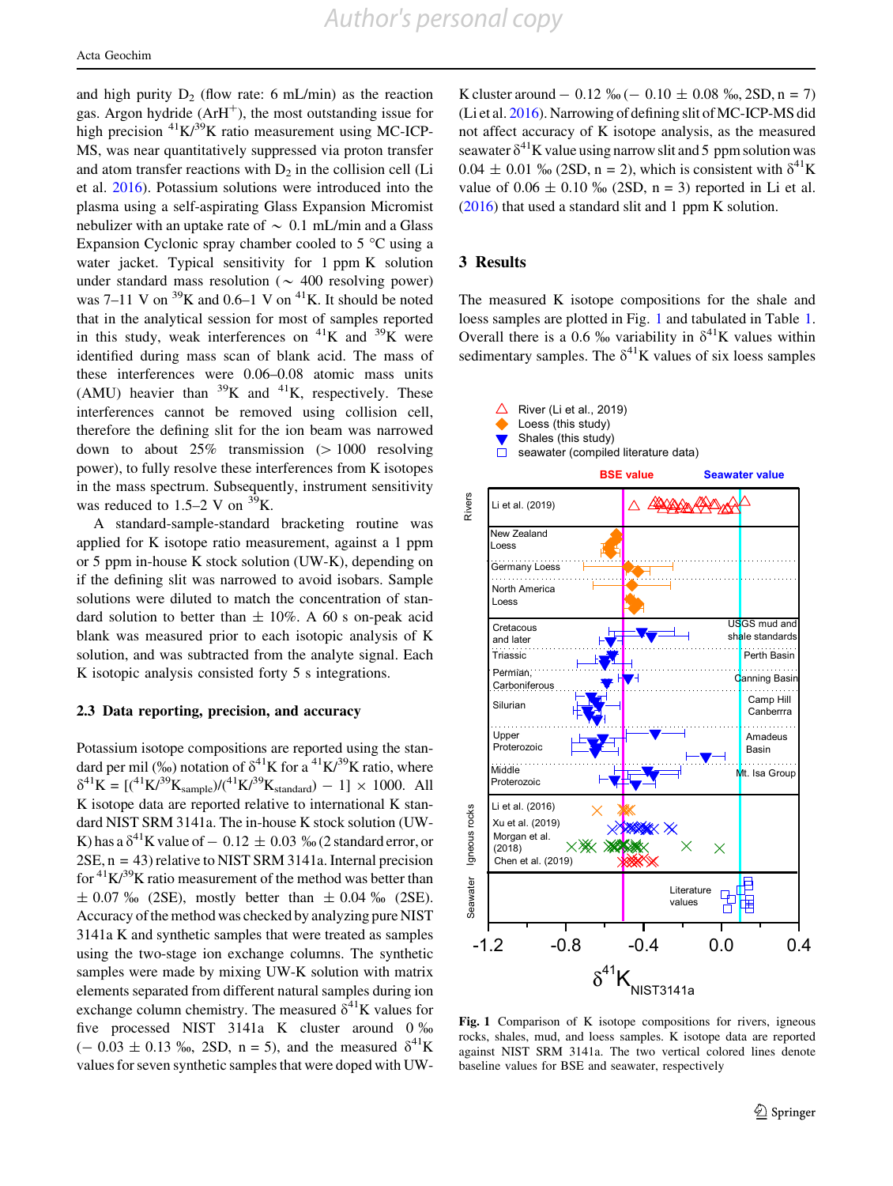and high purity $D_2$ (flow rate: 6 mL/min) as the reaction gas. Argon hydride ($ArH^+$), the most outstanding issue for high precision $^{41}K/^{39}K$ ratio measurement using MC-ICP-MS, was near quantitatively suppressed via proton transfer and atom transfer reactions with $D_2$ in the collision cell (Li et al. 2016). Potassium solutions were introduced into the plasma using a self-aspirating Glass Expansion Micromist nebulizer with an uptake rate of ~ 0.1 mL/min and a Glass Expansion Cyclonic spray chamber cooled to 5 °C using a water jacket. Typical sensitivity for 1 ppm K solution under standard mass resolution (~ 400 resolving power) was 7–11 V on $^{39}K$ and 0.6–1 V on $^{41}K$. It should be noted that in the analytical session for most of samples reported in this study, weak interferences on $^{41}K$ and $^{39}K$ were identified during mass scan of blank acid. The mass of these interferences were 0.06–0.08 atomic mass units (AMU) heavier than $^{39}K$ and $^{41}K$, respectively. These interferences cannot be removed using collision cell, therefore the defining slit for the ion beam was narrowed down to about 25% transmission (> 1000 resolving power), to fully resolve these interferences from K isotopes in the mass spectrum. Subsequently, instrument sensitivity was reduced to 1.5–2 V on $^{39}K$.

A standard-sample-standard bracketing routine was applied for K isotope ratio measurement, against a 1 ppm or 5 ppm in-house K stock solution (UW-K), depending on if the defining slit was narrowed to avoid isobars. Sample solutions were diluted to match the concentration of standard solution to better than ± 10%. A 60 s on-peak acid blank was measured prior to each isotopic analysis of K solution, and was subtracted from the analyte signal. Each K isotopic analysis consisted forty 5 s integrations.

### 2.3 Data reporting, precision, and accuracy

Potassium isotope compositions are reported using the standard per mil (‰) notation of $\delta^{41}K$ for a $^{41}K/^{39}K$ ratio, where $\delta^{41}K = [(^{41}K/^{39}K_{sample})/(^{41}K/^{39}K_{standard}) - 1] \times 1000$. All K isotope data are reported relative to international K standard NIST SRM 3141a. The in-house K stock solution (UW-K) has a $\delta^{41}K$ value of − 0.12 ± 0.03 ‰ (2 standard error, or 2SE, n = 43) relative to NIST SRM 3141a. Internal precision for $^{41}K/^{39}K$ ratio measurement of the method was better than ± 0.07 ‰ (2SE), mostly better than ± 0.04 ‰ (2SE). Accuracy of the method was checked by analyzing pure NIST 3141a K and synthetic samples that were treated as samples using the two-stage ion exchange columns. The synthetic samples were made by mixing UW-K solution with matrix elements separated from different natural samples during ion exchange column chemistry. The measured $\delta^{41}K$ values for five processed NIST 3141a K cluster around 0 ‰ (− 0.03 ± 0.13 ‰, 2SD, n = 5), and the measured $\delta^{41}K$ values for seven synthetic samples that were doped with UW-K cluster around − 0.12 ‰ (− 0.10 ± 0.08 ‰, 2SD, n = 7) (Li et al. 2016). Narrowing of defining slit of MC-ICP-MS did not affect accuracy of K isotope analysis, as the measured seawater $\delta^{41}K$ value using narrow slit and 5 ppm solution was 0.04 ± 0.01 ‰ (2SD, n = 2), which is consistent with $\delta^{41}K$ value of 0.06 ± 0.10 ‰ (2SD, n = 3) reported in Li et al. (2016) that used a standard slit and 1 ppm K solution.

## 3 Results

The measured K isotope compositions for the shale and loess samples are plotted in Fig. 1 and tabulated in Table 1. Overall there is a 0.6 ‰ variability in $\delta^{41}K$ values within sedimentary samples. The $\delta^{41}K$ values of six loess samples

**Fig. 1** Comparison of K isotope compositions for rivers, igneous rocks, shales, mud, and loess samples. K isotope data are reported against NIST SRM 3141a. The two vertical colored lines denote baseline values for BSE and seawater, respectively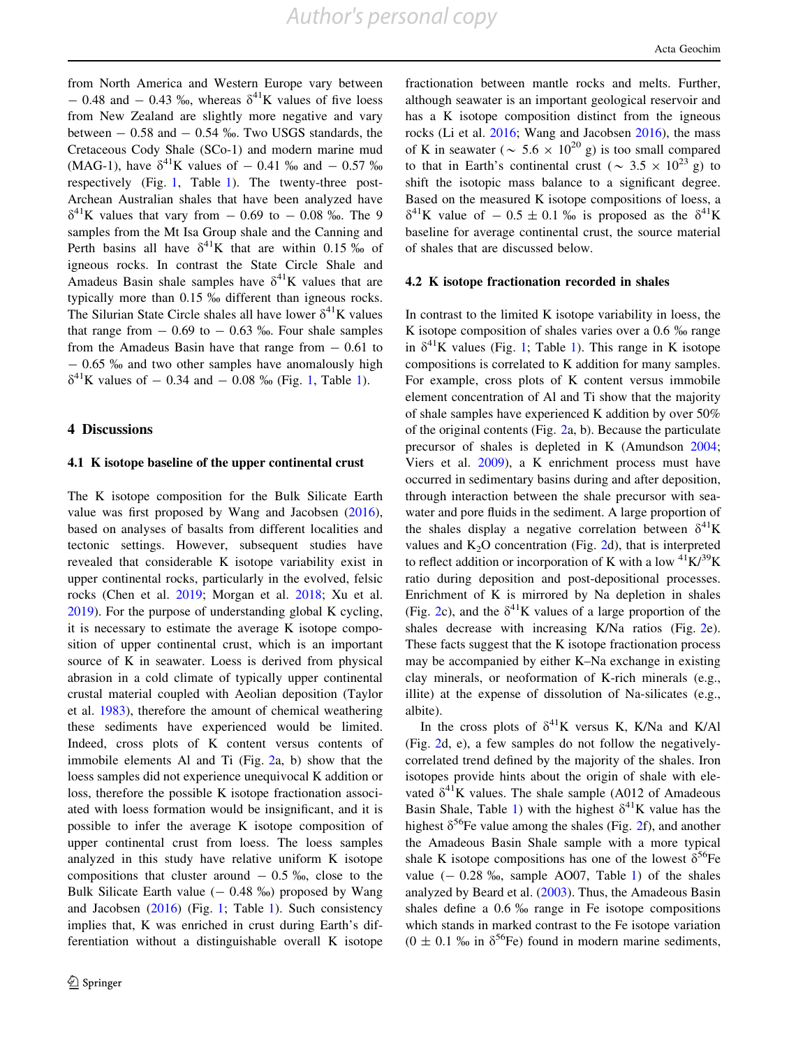from North America and Western Europe vary between − 0.48 and − 0.43 ‰, whereas $\delta^{41}$K values of five loess from New Zealand are slightly more negative and vary between − 0.58 and − 0.54 ‰. Two USGS standards, the Cretaceous Cody Shale (SCo-1) and modern marine mud (MAG-1), have $\delta^{41}$K values of − 0.41 ‰ and − 0.57 ‰ respectively (Fig. 1, Table 1). The twenty-three post-Archean Australian shales that have been analyzed have $\delta^{41}$K values that vary from − 0.69 to − 0.08 ‰. The 9 samples from the Mt Isa Group shale and the Canning and Perth basins all have $\delta^{41}$K that are within 0.15 ‰ of igneous rocks. In contrast the State Circle Shale and Amadeus Basin shale samples have $\delta^{41}$K values that are typically more than 0.15 ‰ different than igneous rocks. The Silurian State Circle shales all have lower $\delta^{41}$K values that range from − 0.69 to − 0.63 ‰. Four shale samples from the Amadeus Basin have that range from − 0.61 to − 0.65 ‰ and two other samples have anomalously high $\delta^{41}$K values of − 0.34 and − 0.08 ‰ (Fig. 1, Table 1).

## 4 Discussions

### 4.1 K isotope baseline of the upper continental crust

The K isotope composition for the Bulk Silicate Earth value was first proposed by Wang and Jacobsen (2016), based on analyses of basalts from different localities and tectonic settings. However, subsequent studies have revealed that considerable K isotope variability exist in upper continental rocks, particularly in the evolved, felsic rocks (Chen et al. 2019; Morgan et al. 2018; Xu et al. 2019). For the purpose of understanding global K cycling, it is necessary to estimate the average K isotope composition of upper continental crust, which is an important source of K in seawater. Loess is derived from physical abrasion in a cold climate of typically upper continental crustal material coupled with Aeolian deposition (Taylor et al. 1983), therefore the amount of chemical weathering these sediments have experienced would be limited. Indeed, cross plots of K content versus contents of immobile elements Al and Ti (Fig. 2a, b) show that the loess samples did not experience unequivocal K addition or loss, therefore the possible K isotope fractionation associated with loess formation would be insignificant, and it is possible to infer the average K isotope composition of upper continental crust from loess. The loess samples analyzed in this study have relative uniform K isotope compositions that cluster around − 0.5 ‰, close to the Bulk Silicate Earth value (− 0.48 ‰) proposed by Wang and Jacobsen (2016) (Fig. 1; Table 1). Such consistency implies that, K was enriched in crust during Earth's differentiation without a distinguishable overall K isotope fractionation between mantle rocks and melts. Further, although seawater is an important geological reservoir and has a K isotope composition distinct from the igneous rocks (Li et al. 2016; Wang and Jacobsen 2016), the mass of K in seawater (~ 5.6 × $10^{20}$ g) is too small compared to that in Earth's continental crust (~ 3.5 × $10^{23}$ g) to shift the isotopic mass balance to a significant degree. Based on the measured K isotope compositions of loess, a $\delta^{41}$K value of − 0.5 ± 0.1 ‰ is proposed as the $\delta^{41}$K baseline for average continental crust, the source material of shales that are discussed below.

### 4.2 K isotope fractionation recorded in shales

In contrast to the limited K isotope variability in loess, the K isotope composition of shales varies over a 0.6 ‰ range in $\delta^{41}$K values (Fig. 1; Table 1). This range in K isotope compositions is correlated to K addition for many samples. For example, cross plots of K content versus immobile element concentration of Al and Ti show that the majority of shale samples have experienced K addition by over 50% of the original contents (Fig. 2a, b). Because the particulate precursor of shales is depleted in K (Amundson 2004; Viers et al. 2009), a K enrichment process must have occurred in sedimentary basins during and after deposition, through interaction between the shale precursor with seawater and pore fluids in the sediment. A large proportion of the shales display a negative correlation between $\delta^{41}$K values and $K_2O$ concentration (Fig. 2d), that is interpreted to reflect addition or incorporation of K with a low $^{41}$K/$^{39}$K ratio during deposition and post-depositional processes. Enrichment of K is mirrored by Na depletion in shales (Fig. 2c), and the $\delta^{41}$K values of a large proportion of the shales decrease with increasing K/Na ratios (Fig. 2e). These facts suggest that the K isotope fractionation process may be accompanied by either K–Na exchange in existing clay minerals, or neoformation of K-rich minerals (e.g., illite) at the expense of dissolution of Na-silicates (e.g., albite).

In the cross plots of $\delta^{41}$K versus K, K/Na and K/Al (Fig. 2d, e), a few samples do not follow the negatively-correlated trend defined by the majority of the shales. Iron isotopes provide hints about the origin of shale with elevated $\delta^{41}$K values. The shale sample (A012 of Amadeous Basin Shale, Table 1) with the highest $\delta^{41}$K value has the highest $\delta^{56}$Fe value among the shales (Fig. 2f), and another the Amadeous Basin Shale sample with a more typical shale K isotope compositions has one of the lowest $\delta^{56}$Fe value (− 0.28 ‰, sample AO07, Table 1) of the shales analyzed by Beard et al. (2003). Thus, the Amadeous Basin shales define a 0.6 ‰ range in Fe isotope compositions which stands in marked contrast to the Fe isotope variation (0 ± 0.1 ‰ in $\delta^{56}$Fe) found in modern marine sediments,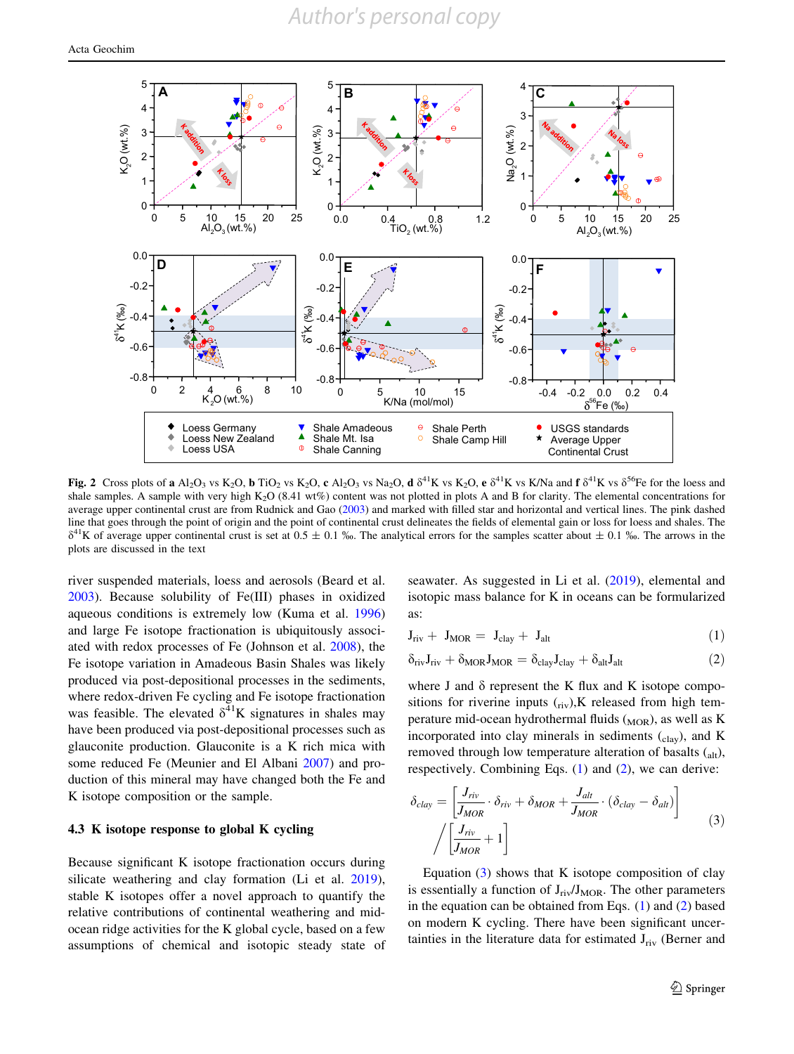**Fig. 2** Cross plots of **a** $Al_2O_3$ vs $K_2O$, **b** $TiO_2$ vs $K_2O$, **c** $Al_2O_3$ vs $Na_2O$, **d** $\delta^{41}K$ vs $K_2O$, **e** $\delta^{41}K$ vs K/Na and **f** $\delta^{41}K$ vs $\delta^{56}Fe$ for the loess and shale samples. A sample with very high $K_2O$ (8.41 wt%) content was not plotted in plots A and B for clarity. The elemental concentrations for average upper continental crust are from Rudnick and Gao (2003) and marked with filled star and horizontal and vertical lines. The pink dashed line that goes through the point of origin and the point of continental crust delineates the fields of elemental gain or loss for loess and shales. The $\delta^{41}K$ of average upper continental crust is set at 0.5 ± 0.1 ‰. The analytical errors for the samples scatter about ± 0.1 ‰. The arrows in the plots are discussed in the text

river suspended materials, loess and aerosols (Beard et al. 2003). Because solubility of Fe(III) phases in oxidized aqueous conditions is extremely low (Kuma et al. 1996) and large Fe isotope fractionation is ubiquitously associated with redox processes of Fe (Johnson et al. 2008), the Fe isotope variation in Amadeous Basin Shales was likely produced via post-depositional processes in the sediments, where redox-driven Fe cycling and Fe isotope fractionation was feasible. The elevated $\delta^{41}K$ signatures in shales may have been produced via post-depositional processes such as glauconite production. Glauconite is a K rich mica with some reduced Fe (Meunier and El Albani 2007) and production of this mineral may have changed both the Fe and K isotope composition or the sample.

### 4.3 K isotope response to global K cycling

Because significant K isotope fractionation occurs during silicate weathering and clay formation (Li et al. 2019), stable K isotopes offer a novel approach to quantify the relative contributions of continental weathering and mid-ocean ridge activities for the K global cycle, based on a few assumptions of chemical and isotopic steady state of seawater. As suggested in Li et al. (2019), elemental and isotopic mass balance for K in oceans can be formularized as:

$$J_{riv} + J_{MOR} = J_{clay} + J_{alt} \tag{1}$$

$$\delta_{riv}J_{riv} + \delta_{MOR}J_{MOR} = \delta_{clay}J_{clay} + \delta_{alt}J_{alt} \tag{2}$$

where J and δ represent the K flux and K isotope compositions for riverine inputs ($_{riv}$),K released from high temperature mid-ocean hydrothermal fluids ($_{MOR}$), as well as K incorporated into clay minerals in sediments ($_{clay}$), and K removed through low temperature alteration of basalts ($_{alt}$), respectively. Combining Eqs. (1) and (2), we can derive:

$$\delta_{clay} = \left[\frac{J_{riv}}{J_{MOR}} \cdot \delta_{riv} + \delta_{MOR} + \frac{J_{alt}}{J_{MOR}} \cdot (\delta_{clay} - \delta_{alt})\right] \Big/ \left[\frac{J_{riv}}{J_{MOR}} + 1\right] \tag{3}$$

Equation (3) shows that K isotope composition of clay is essentially a function of $J_{riv}/J_{MOR}$. The other parameters in the equation can be obtained from Eqs. (1) and (2) based on modern K cycling. There have been significant uncertainties in the literature data for estimated $J_{riv}$ (Berner and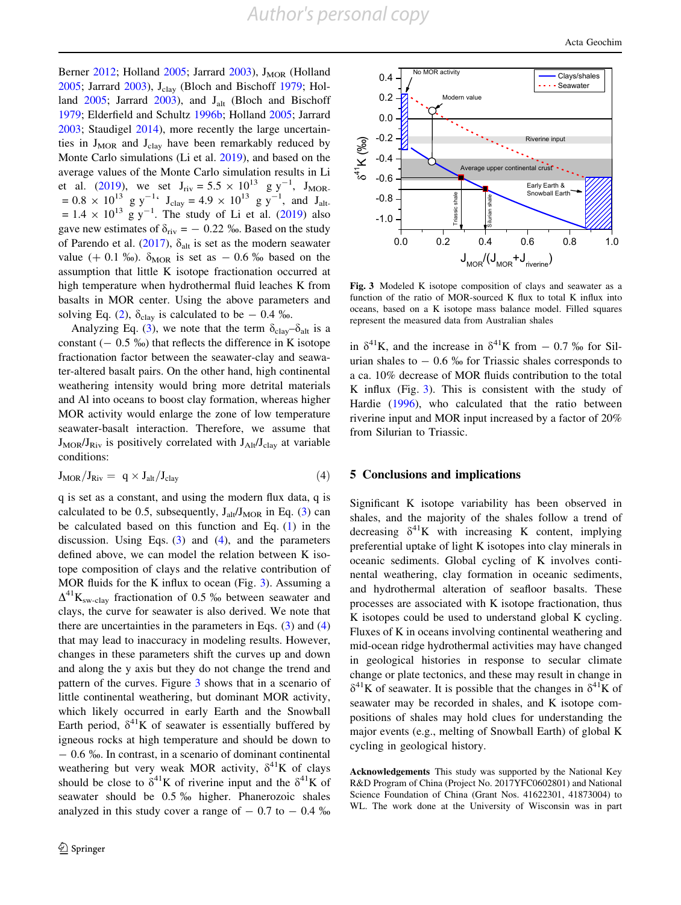Berner 2012; Holland 2005; Jarrard 2003), $J_{MOR}$ (Holland 2005; Jarrard 2003), $J_{clay}$ (Bloch and Bischoff 1979; Holland 2005; Jarrard 2003), and $J_{alt}$ (Bloch and Bischoff 1979; Elderfield and Schultz 1996b; Holland 2005; Jarrard 2003; Staudigel 2014), more recently the large uncertainties in $J_{MOR}$ and $J_{clay}$ have been remarkably reduced by Monte Carlo simulations (Li et al. 2019), and based on the average values of the Monte Carlo simulation results in Li et al. (2019), we set $J_{riv} = 5.5 \times 10^{13}$ g $y^{-1}$, $J_{MOR} = 0.8 \times 10^{13}$ g $y^{-1}$, $J_{clay} = 4.9 \times 10^{13}$ g $y^{-1}$, and $J_{alt} = 1.4 \times 10^{13}$ g $y^{-1}$. The study of Li et al. (2019) also gave new estimates of $\delta_{riv} = -0.22$ ‰. Based on the study of Parendo et al. (2017), $\delta_{alt}$ is set as the modern seawater value (+ 0.1 ‰). $\delta_{MOR}$ is set as $-$ 0.6 ‰ based on the assumption that little K isotope fractionation occurred at high temperature when hydrothermal fluid leaches K from basalts in MOR center. Using the above parameters and solving Eq. (2), $\delta_{clay}$ is calculated to be $-$ 0.4 ‰.

Analyzing Eq. (3), we note that the term $\delta_{clay}-\delta_{alt}$ is a constant ($-$ 0.5 ‰) that reflects the difference in K isotope fractionation factor between the seawater-clay and seawater-altered basalt pairs. On the other hand, high continental weathering intensity would bring more detrital materials and Al into oceans to boost clay formation, whereas higher MOR activity would enlarge the zone of low temperature seawater-basalt interaction. Therefore, we assume that $J_{MOR}/J_{Riv}$ is positively correlated with $J_{Alt}/J_{clay}$ at variable conditions:

$$J_{MOR}/J_{Riv} = q \times J_{alt}/J_{clay} \tag{4}$$

q is set as a constant, and using the modern flux data, q is calculated to be 0.5, subsequently, $J_{alt}/J_{MOR}$ in Eq. (3) can be calculated based on this function and Eq. (1) in the discussion. Using Eqs. (3) and (4), and the parameters defined above, we can model the relation between K isotope composition of clays and the relative contribution of MOR fluids for the K influx to ocean (Fig. 3). Assuming a $\Delta^{41}K_{sw\text{-}clay}$ fractionation of 0.5 ‰ between seawater and clays, the curve for seawater is also derived. We note that there are uncertainties in the parameters in Eqs. (3) and (4) that may lead to inaccuracy in modeling results. However, changes in these parameters shift the curves up and down and along the y axis but they do not change the trend and pattern of the curves. Figure 3 shows that in a scenario of little continental weathering, but dominant MOR activity, which likely occurred in early Earth and the Snowball Earth period, $\delta^{41}$K of seawater is essentially buffered by igneous rocks at high temperature and should be down to $-$ 0.6 ‰. In contrast, in a scenario of dominant continental weathering but very weak MOR activity, $\delta^{41}$K of clays should be close to $\delta^{41}$K of riverine input and the $\delta^{41}$K of seawater should be 0.5 ‰ higher. Phanerozoic shales analyzed in this study cover a range of $-$ 0.7 to $-$ 0.4 ‰ in $\delta^{41}$K, and the increase in $\delta^{41}$K from $-$ 0.7 ‰ for Silurian shales to $-$ 0.6 ‰ for Triassic shales corresponds to a ca. 10% decrease of MOR fluids contribution to the total K influx (Fig. 3). This is consistent with the study of Hardie (1996), who calculated that the ratio between riverine input and MOR input increased by a factor of 20% from Silurian to Triassic.

**Fig. 3** Modeled K isotope composition of clays and seawater as a function of the ratio of MOR-sourced K flux to total K influx into oceans, based on a K isotope mass balance model. Filled squares represent the measured data from Australian shales

## 5 Conclusions and implications

Significant K isotope variability has been observed in shales, and the majority of the shales follow a trend of decreasing $\delta^{41}$K with increasing K content, implying preferential uptake of light K isotopes into clay minerals in oceanic sediments. Global cycling of K involves continental weathering, clay formation in oceanic sediments, and hydrothermal alteration of seafloor basalts. These processes are associated with K isotope fractionation, thus K isotopes could be used to understand global K cycling. Fluxes of K in oceans involving continental weathering and mid-ocean ridge hydrothermal activities may have changed in geological histories in response to secular climate change or plate tectonics, and these may result in change in $\delta^{41}$K of seawater. It is possible that the changes in $\delta^{41}$K of seawater may be recorded in shales, and K isotope compositions of shales may hold clues for understanding the major events (e.g., melting of Snowball Earth) of global K cycling in geological history.

**Acknowledgements** This study was supported by the National Key R&D Program of China (Project No. 2017YFC0602801) and National Science Foundation of China (Grant Nos. 41622301, 41873004) to WL. The work done at the University of Wisconsin was in part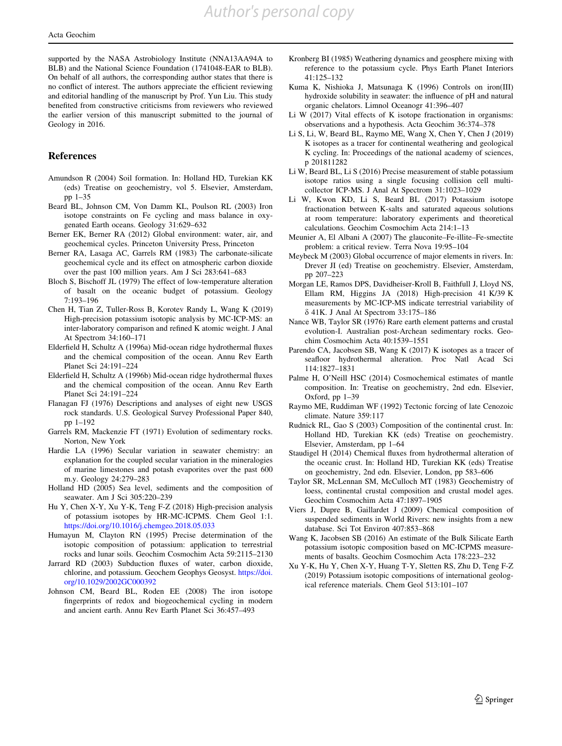supported by the NASA Astrobiology Institute (NNA13AA94A to BLB) and the National Science Foundation (1741048-EAR to BLB). On behalf of all authors, the corresponding author states that there is no conflict of interest. The authors appreciate the efficient reviewing and editorial handling of the manuscript by Prof. Yun Liu. This study benefited from constructive criticisms from reviewers who reviewed the earlier version of this manuscript submitted to the journal of Geology in 2016.

## References

Amundson R (2004) Soil formation. In: Holland HD, Turekian KK (eds) Treatise on geochemistry, vol 5. Elsevier, Amsterdam, pp 1–35

Beard BL, Johnson CM, Von Damm KL, Poulson RL (2003) Iron isotope constraints on Fe cycling and mass balance in oxygenated Earth oceans. Geology 31:629–632

Berner EK, Berner RA (2012) Global environment: water, air, and geochemical cycles. Princeton University Press, Princeton

Berner RA, Lasaga AC, Garrels RM (1983) The carbonate-silicate geochemical cycle and its effect on atmospheric carbon dioxide over the past 100 million years. Am J Sci 283:641–683

Bloch S, Bischoff JL (1979) The effect of low-temperature alteration of basalt on the oceanic budget of potassium. Geology 7:193–196

Chen H, Tian Z, Tuller-Ross B, Korotev Randy L, Wang K (2019) High-precision potassium isotopic analysis by MC-ICP-MS: an inter-laboratory comparison and refined K atomic weight. J Anal At Spectrom 34:160–171

Elderfield H, Schultz A (1996a) Mid-ocean ridge hydrothermal fluxes and the chemical composition of the ocean. Annu Rev Earth Planet Sci 24:191–224

Elderfield H, Schultz A (1996b) Mid-ocean ridge hydrothermal fluxes and the chemical composition of the ocean. Annu Rev Earth Planet Sci 24:191–224

Flanagan FJ (1976) Descriptions and analyses of eight new USGS rock standards. U.S. Geological Survey Professional Paper 840, pp 1–192

Garrels RM, Mackenzie FT (1971) Evolution of sedimentary rocks. Norton, New York

Hardie LA (1996) Secular variation in seawater chemistry: an explanation for the coupled secular variation in the mineralogies of marine limestones and potash evaporites over the past 600 m.y. Geology 24:279–283

Holland HD (2005) Sea level, sediments and the composition of seawater. Am J Sci 305:220–239

Hu Y, Chen X-Y, Xu Y-K, Teng F-Z (2018) High-precision analysis of potassium isotopes by HR-MC-ICPMS. Chem Geol 1:1. https://doi.org/10.1016/j.chemgeo.2018.05.033

Humayun M, Clayton RN (1995) Precise determination of the isotopic composition of potassium: application to terrestrial rocks and lunar soils. Geochim Cosmochim Acta 59:2115–2130

Jarrard RD (2003) Subduction fluxes of water, carbon dioxide, chlorine, and potassium. Geochem Geophys Geosyst. https://doi.org/10.1029/2002GC000392

Johnson CM, Beard BL, Roden EE (2008) The iron isotope fingerprints of redox and biogeochemical cycling in modern and ancient earth. Annu Rev Earth Planet Sci 36:457–493

Kronberg BI (1985) Weathering dynamics and geosphere mixing with reference to the potassium cycle. Phys Earth Planet Interiors 41:125–132

Kuma K, Nishioka J, Matsunaga K (1996) Controls on iron(III) hydroxide solubility in seawater: the influence of pH and natural organic chelators. Limnol Oceanogr 41:396–407

Li W (2017) Vital effects of K isotope fractionation in organisms: observations and a hypothesis. Acta Geochim 36:374–378

Li S, Li, W, Beard BL, Raymo ME, Wang X, Chen Y, Chen J (2019) K isotopes as a tracer for continental weathering and geological K cycling. In: Proceedings of the national academy of sciences, p 201811282

Li W, Beard BL, Li S (2016) Precise measurement of stable potassium isotope ratios using a single focusing collision cell multi-collector ICP-MS. J Anal At Spectrom 31:1023–1029

Li W, Kwon KD, Li S, Beard BL (2017) Potassium isotope fractionation between K-salts and saturated aqueous solutions at room temperature: laboratory experiments and theoretical calculations. Geochim Cosmochim Acta 214:1–13

Meunier A, El Albani A (2007) The glauconite–Fe-illite–Fe-smectite problem: a critical review. Terra Nova 19:95–104

Meybeck M (2003) Global occurrence of major elements in rivers. In: Drever JI (ed) Treatise on geochemistry. Elsevier, Amsterdam, pp 207–223

Morgan LE, Ramos DPS, Davidheiser-Kroll B, Faithfull J, Lloyd NS, Ellam RM, Higgins JA (2018) High-precision 41 K/39 K measurements by MC-ICP-MS indicate terrestrial variability of δ 41K. J Anal At Spectrom 33:175–186

Nance WB, Taylor SR (1976) Rare earth element patterns and crustal evolution-I. Australian post-Archean sedimentary rocks. Geochim Cosmochim Acta 40:1539–1551

Parendo CA, Jacobsen SB, Wang K (2017) K isotopes as a tracer of seafloor hydrothermal alteration. Proc Natl Acad Sci 114:1827–1831

Palme H, O'Neill HSC (2014) Cosmochemical estimates of mantle composition. In: Treatise on geochemistry, 2nd edn. Elsevier, Oxford, pp 1–39

Raymo ME, Ruddiman WF (1992) Tectonic forcing of late Cenozoic climate. Nature 359:117

Rudnick RL, Gao S (2003) Composition of the continental crust. In: Holland HD, Turekian KK (eds) Treatise on geochemistry. Elsevier, Amsterdam, pp 1–64

Staudigel H (2014) Chemical fluxes from hydrothermal alteration of the oceanic crust. In: Holland HD, Turekian KK (eds) Treatise on geochemistry, 2nd edn. Elsevier, London, pp 583–606

Taylor SR, McLennan SM, McCulloch MT (1983) Geochemistry of loess, continental crustal composition and crustal model ages. Geochim Cosmochim Acta 47:1897–1905

Viers J, Dupre B, Gaillardet J (2009) Chemical composition of suspended sediments in World Rivers: new insights from a new database. Sci Tot Environ 407:853–868

Wang K, Jacobsen SB (2016) An estimate of the Bulk Silicate Earth potassium isotopic composition based on MC-ICPMS measurements of basalts. Geochim Cosmochim Acta 178:223–232

Xu Y-K, Hu Y, Chen X-Y, Huang T-Y, Sletten RS, Zhu D, Teng F-Z (2019) Potassium isotopic compositions of international geological reference materials. Chem Geol 513:101–107